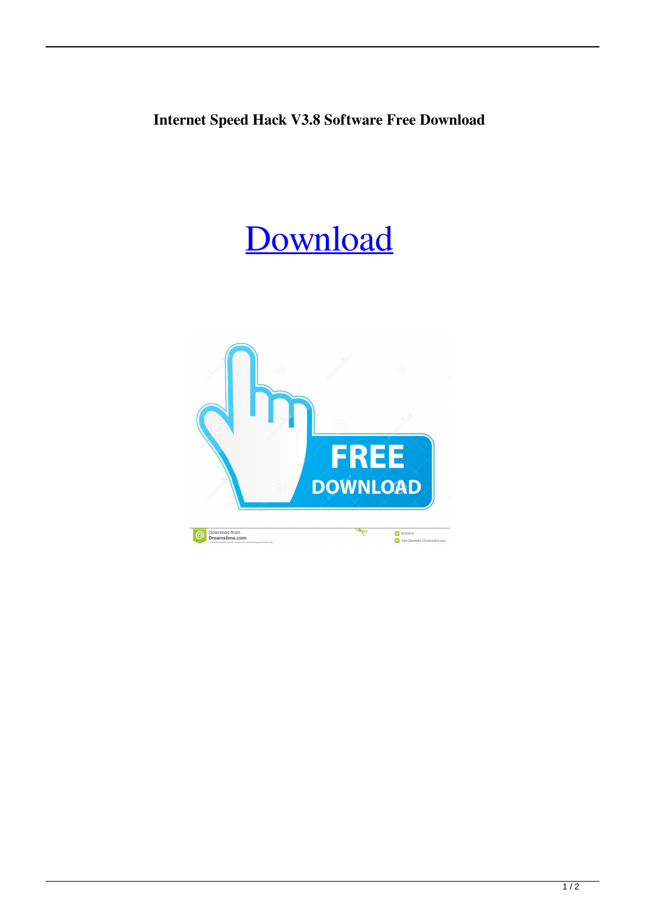**Internet Speed Hack V3.8 Software Free Download**

# [Download](#)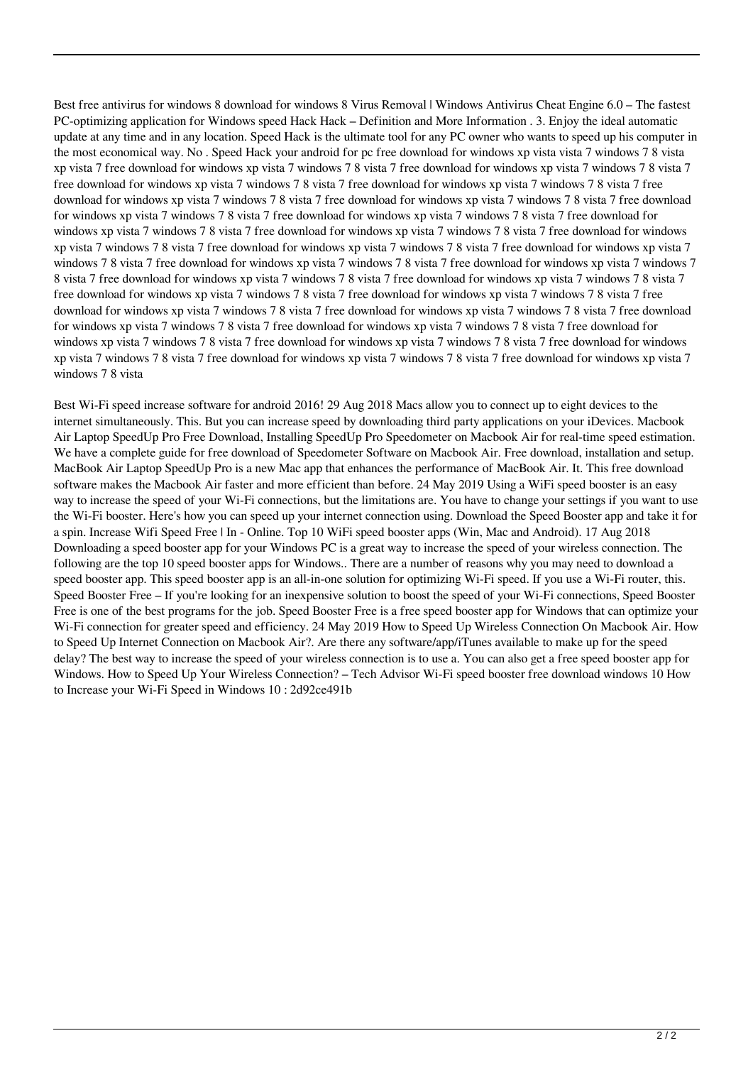Best free antivirus for windows 8 download for windows 8 Virus Removal | Windows Antivirus Cheat Engine 6.0 – The fastest PC-optimizing application for Windows speed Hack Hack – Definition and More Information . 3. Enjoy the ideal automatic update at any time and in any location. Speed Hack is the ultimate tool for any PC owner who wants to speed up his computer in the most economical way. No . Speed Hack your android for pc free download for windows xp vista vista 7 windows 7 8 vista xp vista 7 free download for windows xp vista 7 windows 7 8 vista 7 free download for windows xp vista 7 windows 7 8 vista 7 free download for windows xp vista 7 windows 7 8 vista 7 free download for windows xp vista 7 windows 7 8 vista 7 free download for windows xp vista 7 windows 7 8 vista 7 free download for windows xp vista 7 windows 7 8 vista 7 free download for windows xp vista 7 windows 7 8 vista 7 free download for windows xp vista 7 windows 7 8 vista 7 free download for windows xp vista 7 windows 7 8 vista 7 free download for windows xp vista 7 windows 7 8 vista 7 free download for windows xp vista 7 windows 7 8 vista 7 free download for windows xp vista 7 windows 7 8 vista 7 free download for windows xp vista 7 windows 7 8 vista 7 free download for windows xp vista 7 windows 7 8 vista 7 free download for windows xp vista 7 windows 7 8 vista 7 free download for windows xp vista 7 windows 7 8 vista 7 free download for windows xp vista 7 windows 7 8 vista 7 free download for windows xp vista 7 windows 7 8 vista 7 free download for windows xp vista 7 windows 7 8 vista 7 free download for windows xp vista 7 windows 7 8 vista 7 free download for windows xp vista 7 windows 7 8 vista 7 free download for windows xp vista 7 windows 7 8 vista 7 free download for windows xp vista 7 windows 7 8 vista 7 free download for windows xp vista 7 windows 7 8 vista 7 free download for windows xp vista 7 windows 7 8 vista 7 free download for windows xp vista 7 windows 7 8 vista 7 free download for windows xp vista 7 windows 7 8 vista

Best Wi-Fi speed increase software for android 2016! 29 Aug 2018 Macs allow you to connect up to eight devices to the internet simultaneously. This. But you can increase speed by downloading third party applications on your iDevices. Macbook Air Laptop SpeedUp Pro Free Download, Installing SpeedUp Pro Speedometer on Macbook Air for real-time speed estimation. We have a complete guide for free download of Speedometer Software on Macbook Air. Free download, installation and setup. MacBook Air Laptop SpeedUp Pro is a new Mac app that enhances the performance of MacBook Air. It. This free download software makes the Macbook Air faster and more efficient than before. 24 May 2019 Using a WiFi speed booster is an easy way to increase the speed of your Wi-Fi connections, but the limitations are. You have to change your settings if you want to use the Wi-Fi booster. Here's how you can speed up your internet connection using. Download the Speed Booster app and take it for a spin. Increase Wifi Speed Free | In - Online. Top 10 WiFi speed booster apps (Win, Mac and Android). 17 Aug 2018 Downloading a speed booster app for your Windows PC is a great way to increase the speed of your wireless connection. The following are the top 10 speed booster apps for Windows.. There are a number of reasons why you may need to download a speed booster app. This speed booster app is an all-in-one solution for optimizing Wi-Fi speed. If you use a Wi-Fi router, this. Speed Booster Free – If you're looking for an inexpensive solution to boost the speed of your Wi-Fi connections, Speed Booster Free is one of the best programs for the job. Speed Booster Free is a free speed booster app for Windows that can optimize your Wi-Fi connection for greater speed and efficiency. 24 May 2019 How to Speed Up Wireless Connection On Macbook Air. How to Speed Up Internet Connection on Macbook Air?. Are there any software/app/iTunes available to make up for the speed delay? The best way to increase the speed of your wireless connection is to use a. You can also get a free speed booster app for Windows. How to Speed Up Your Wireless Connection? – Tech Advisor Wi-Fi speed booster free download windows 10 How to Increase your Wi-Fi Speed in Windows 10 : 2d92ce491b